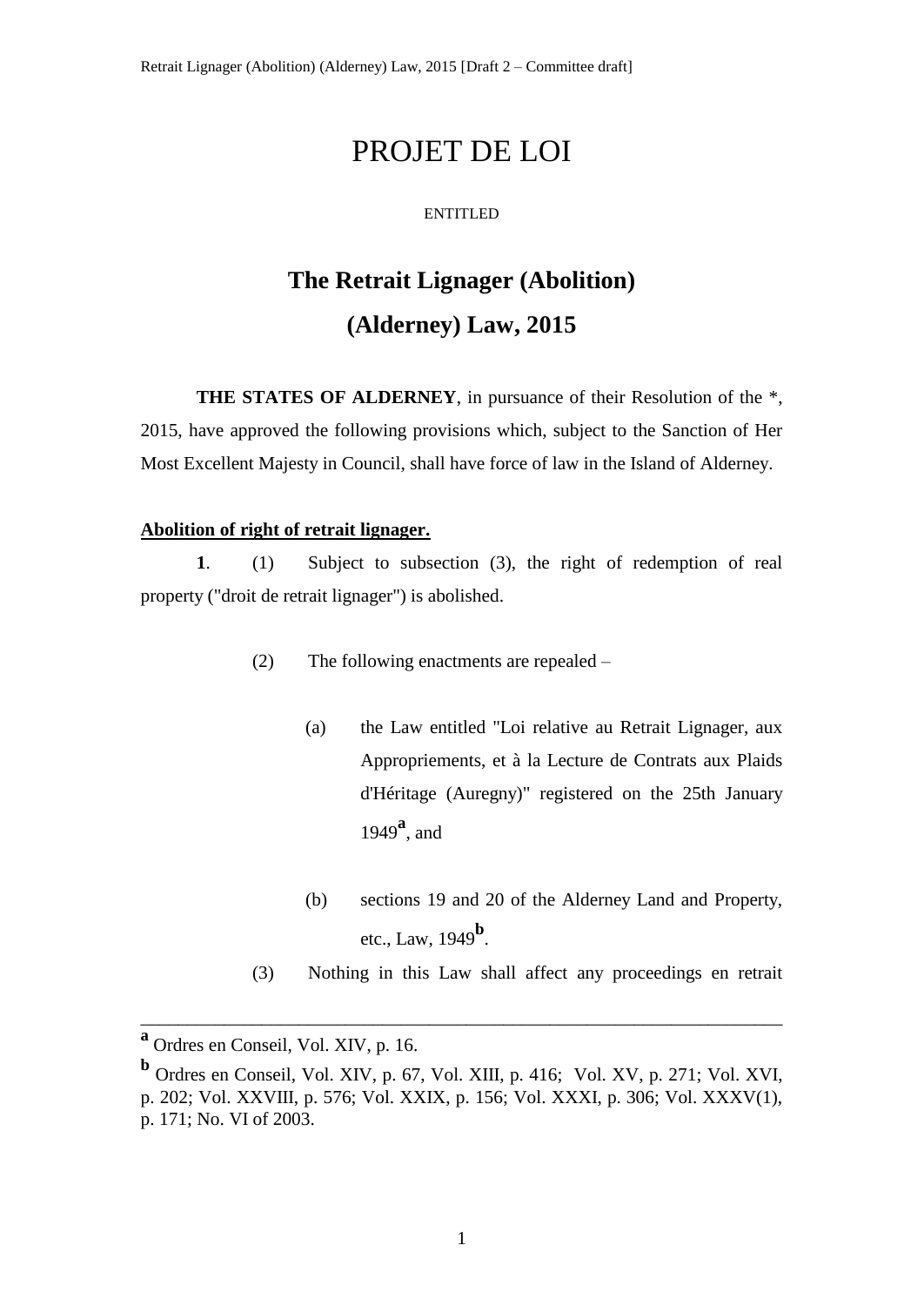# PROJET DE LOI

ENTITLED

## The Retrait Lignager (Abolition) (Alderney) Law, 2015

**THE STATES OF ALDERNEY**, in pursuance of their Resolution of the *, 2015, have approved the following provisions which, subject to the Sanction of Her Most Excellent Majesty in Council, shall have force of law in the Island of Alderney.

**Abolition of right of retrait lignager.**

**1**. (1) Subject to subsection (3), the right of redemption of real property ("droit de retrait lignager") is abolished.

(2) The following enactments are repealed –

(a) the Law entitled "Loi relative au Retrait Lignager, aux Appropriements, et à la Lecture de Contrats aux Plaids d'Héritage (Auregny)" registered on the 25th January 1949[a], and

(b) sections 19 and 20 of the Alderney Land and Property, etc., Law, 1949[b].

(3) Nothing in this Law shall affect any proceedings en retrait

---

[a] Ordres en Conseil, Vol. XIV, p. 16.

[b] Ordres en Conseil, Vol. XIV, p. 67, Vol. XIII, p. 416; Vol. XV, p. 271; Vol. XVI, p. 202; Vol. XXVIII, p. 576; Vol. XXIX, p. 156; Vol. XXXI, p. 306; Vol. XXXV(1), p. 171; No. VI of 2003.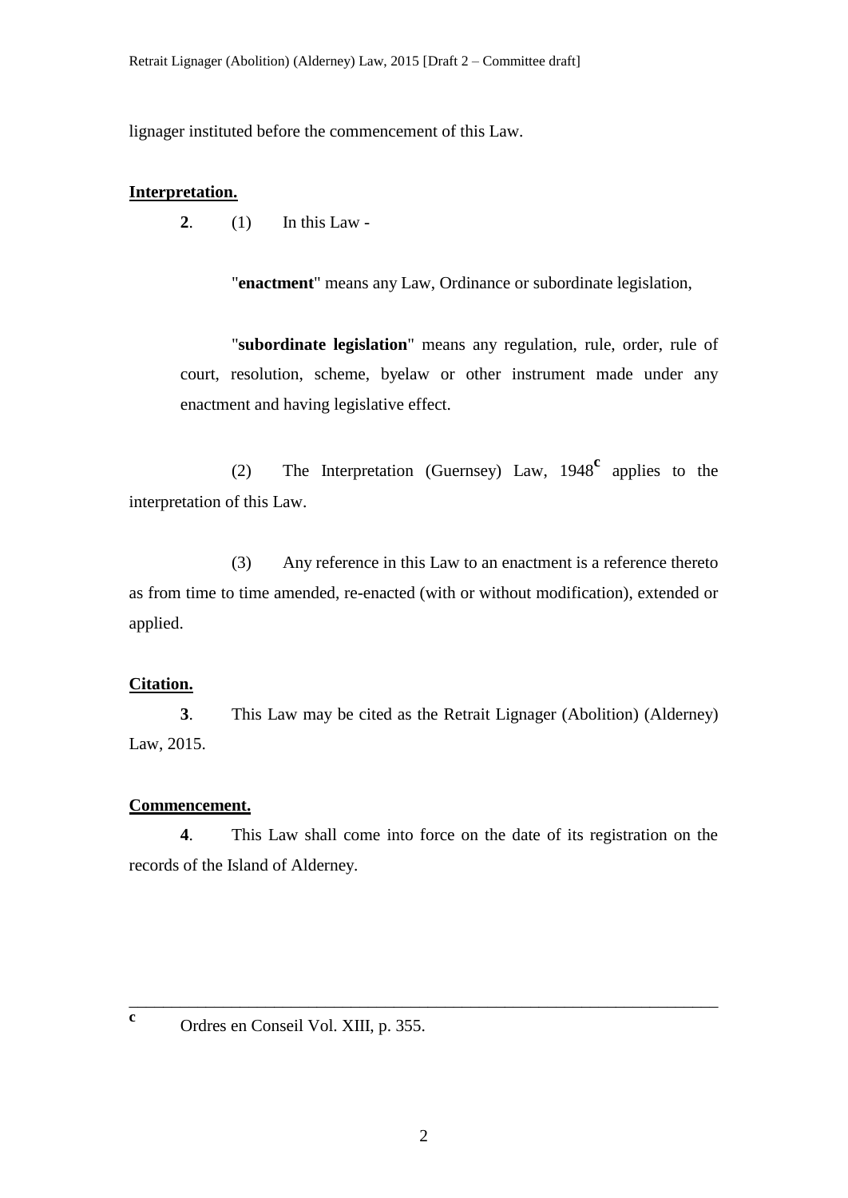lignager instituted before the commencement of this Law.

**Interpretation.**

**2**. (1) In this Law -

"**enactment**" means any Law, Ordinance or subordinate legislation,

"**subordinate legislation**" means any regulation, rule, order, rule of court, resolution, scheme, byelaw or other instrument made under any enactment and having legislative effect.

(2) The Interpretation (Guernsey) Law, 1948[c] applies to the interpretation of this Law.

(3) Any reference in this Law to an enactment is a reference thereto as from time to time amended, re-enacted (with or without modification), extended or applied.

**Citation.**

**3**. This Law may be cited as the Retrait Lignager (Abolition) (Alderney) Law, 2015.

**Commencement.**

**4**. This Law shall come into force on the date of its registration on the records of the Island of Alderney.

---

[c] Ordres en Conseil Vol. XIII, p. 355.